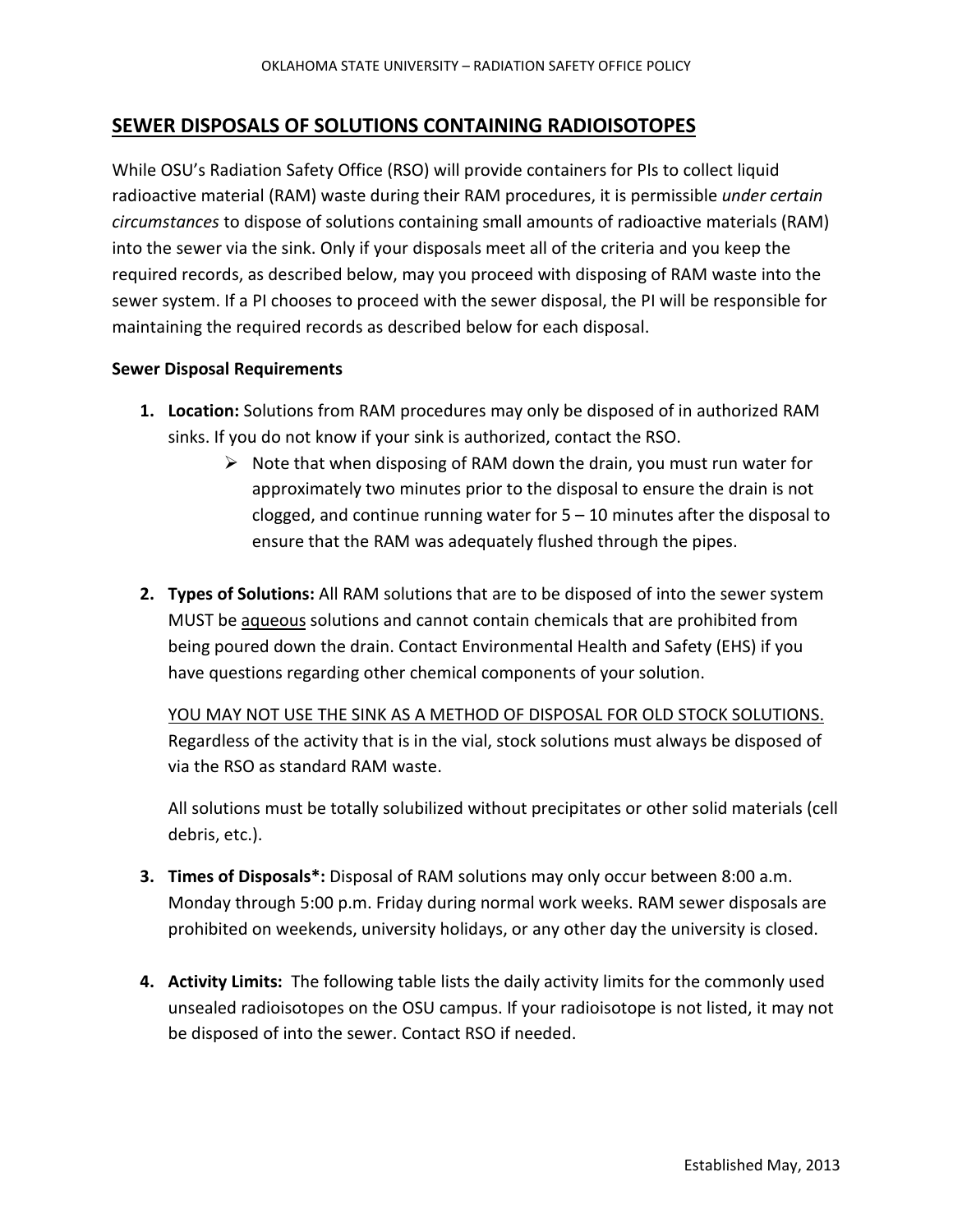# SEWER DISPOSALS OF SOLUTIONS CONTAINING RADIOISOTOPES

While OSU's Radiation Safety Office (RSO) will provide containers for PIs to collect liquid radioactive material (RAM) waste during their RAM procedures, it is permissible *under certain circumstances* to dispose of solutions containing small amounts of radioactive materials (RAM) into the sewer via the sink. Only if your disposals meet all of the criteria and you keep the required records, as described below, may you proceed with disposing of RAM waste into the sewer system. If a PI chooses to proceed with the sewer disposal, the PI will be responsible for maintaining the required records as described below for each disposal.

**Sewer Disposal Requirements**

1. **Location:** Solutions from RAM procedures may only be disposed of in authorized RAM sinks. If you do not know if your sink is authorized, contact the RSO.
   - Note that when disposing of RAM down the drain, you must run water for approximately two minutes prior to the disposal to ensure the drain is not clogged, and continue running water for 5 – 10 minutes after the disposal to ensure that the RAM was adequately flushed through the pipes.

2. **Types of Solutions:** All RAM solutions that are to be disposed of into the sewer system MUST be <u>aqueous</u> solutions and cannot contain chemicals that are prohibited from being poured down the drain. Contact Environmental Health and Safety (EHS) if you have questions regarding other chemical components of your solution.

   <u>YOU MAY NOT USE THE SINK AS A METHOD OF DISPOSAL FOR OLD STOCK SOLUTIONS.</u> Regardless of the activity that is in the vial, stock solutions must always be disposed of via the RSO as standard RAM waste.

   All solutions must be totally solubilized without precipitates or other solid materials (cell debris, etc.).

3. **Times of Disposals*:** Disposal of RAM solutions may only occur between 8:00 a.m. Monday through 5:00 p.m. Friday during normal work weeks. RAM sewer disposals are prohibited on weekends, university holidays, or any other day the university is closed.

4. **Activity Limits:** The following table lists the daily activity limits for the commonly used unsealed radioisotopes on the OSU campus. If your radioisotope is not listed, it may not be disposed of into the sewer. Contact RSO if needed.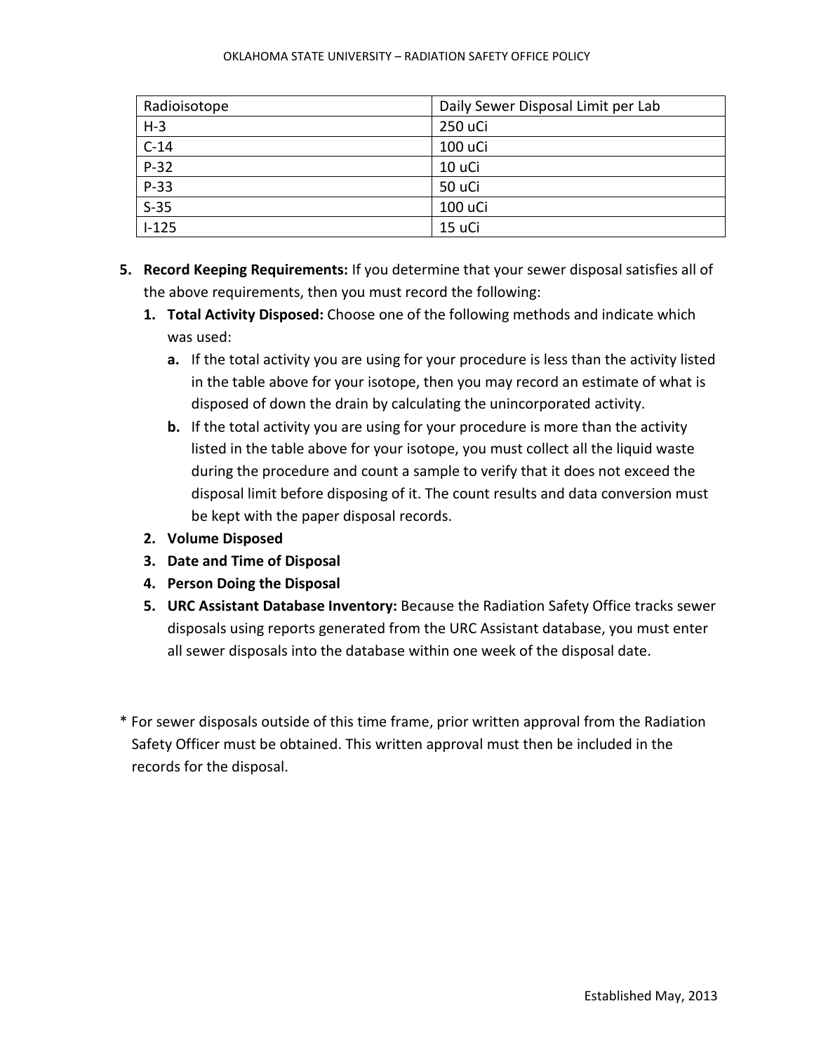| Radioisotope | Daily Sewer Disposal Limit per Lab |
|---|---|
| H-3 | 250 uCi |
| C-14 | 100 uCi |
| P-32 | 10 uCi |
| P-33 | 50 uCi |
| S-35 | 100 uCi |
| I-125 | 15 uCi |

5. **Record Keeping Requirements:** If you determine that your sewer disposal satisfies all of the above requirements, then you must record the following:
   1. **Total Activity Disposed:** Choose one of the following methods and indicate which was used:
      a. If the total activity you are using for your procedure is less than the activity listed in the table above for your isotope, then you may record an estimate of what is disposed of down the drain by calculating the unincorporated activity.
      b. If the total activity you are using for your procedure is more than the activity listed in the table above for your isotope, you must collect all the liquid waste during the procedure and count a sample to verify that it does not exceed the disposal limit before disposing of it. The count results and data conversion must be kept with the paper disposal records.
   2. **Volume Disposed**
   3. **Date and Time of Disposal**
   4. **Person Doing the Disposal**
   5. **URC Assistant Database Inventory:** Because the Radiation Safety Office tracks sewer disposals using reports generated from the URC Assistant database, you must enter all sewer disposals into the database within one week of the disposal date.

\* For sewer disposals outside of this time frame, prior written approval from the Radiation Safety Officer must be obtained. This written approval must then be included in the records for the disposal.

Established May, 2013